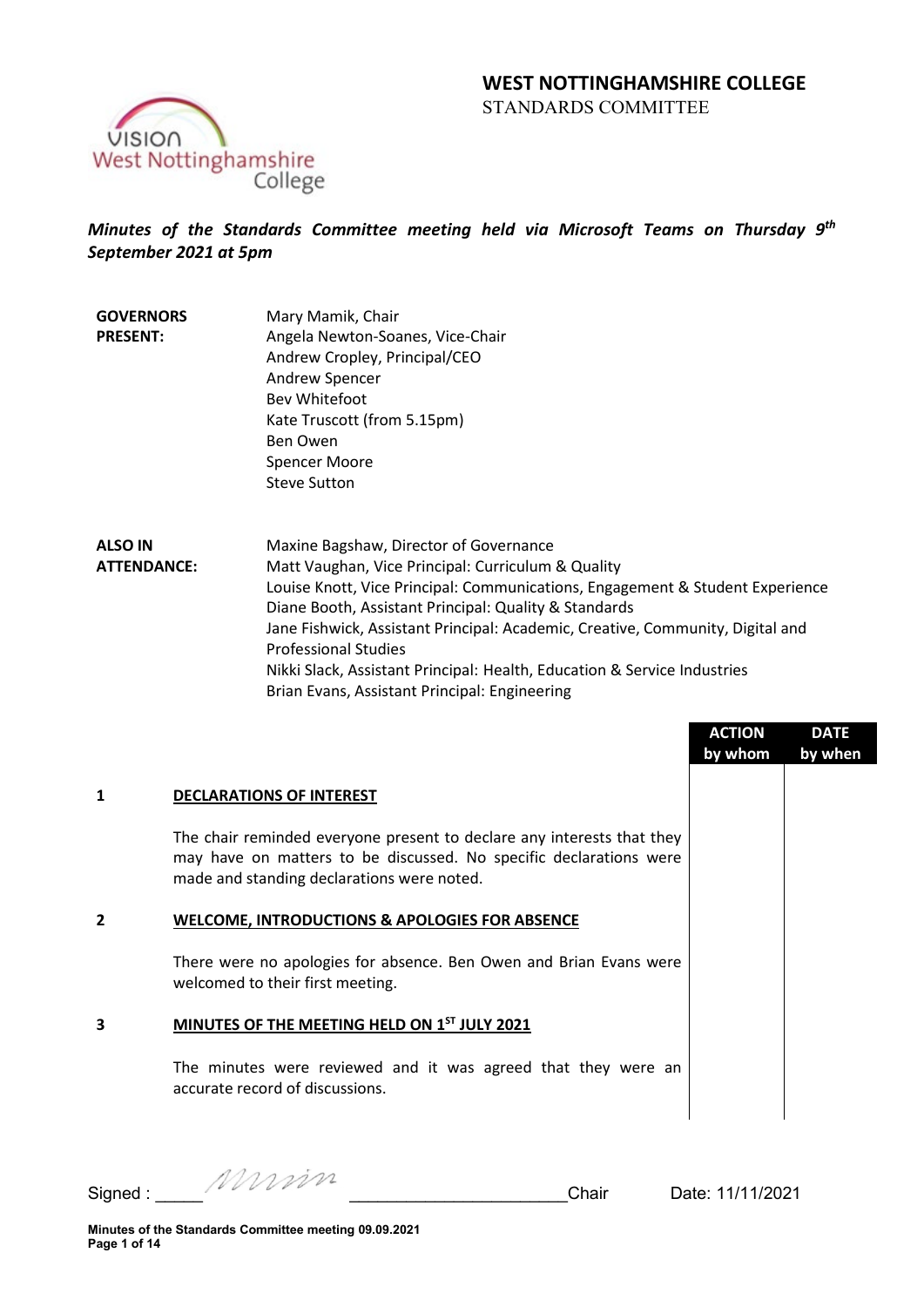# WEST NOTTINGHAMSHIRE COLLEGE

STANDARDS COMMITTEE

***Minutes of the Standards Committee meeting held via Microsoft Teams on Thursday 9th September 2021 at 5pm***

| | |
|---|---|
| **GOVERNORS PRESENT:** | Mary Mamik, Chair<br>Angela Newton-Soanes, Vice-Chair<br>Andrew Cropley, Principal/CEO<br>Andrew Spencer<br>Bev Whitefoot<br>Kate Truscott (from 5.15pm)<br>Ben Owen<br>Spencer Moore<br>Steve Sutton |
| **ALSO IN ATTENDANCE:** | Maxine Bagshaw, Director of Governance<br>Matt Vaughan, Vice Principal: Curriculum & Quality<br>Louise Knott, Vice Principal: Communications, Engagement & Student Experience<br>Diane Booth, Assistant Principal: Quality & Standards<br>Jane Fishwick, Assistant Principal: Academic, Creative, Community, Digital and Professional Studies<br>Nikki Slack, Assistant Principal: Health, Education & Service Industries<br>Brian Evans, Assistant Principal: Engineering |

| | | ACTION by whom | DATE by when |
|---|---|---|---|
| **1** | **DECLARATIONS OF INTEREST** | | |
| | The chair reminded everyone present to declare any interests that they may have on matters to be discussed. No specific declarations were made and standing declarations were noted. | | |
| **2** | **WELCOME, INTRODUCTIONS & APOLOGIES FOR ABSENCE** | | |
| | There were no apologies for absence. Ben Owen and Brian Evans were welcomed to their first meeting. | | |
| **3** | **MINUTES OF THE MEETING HELD ON 1ST JULY 2021** | | |
| | The minutes were reviewed and it was agreed that they were an accurate record of discussions. | | |

Signed : _____ *[signature]* ______________________ Chair Date: 11/11/2021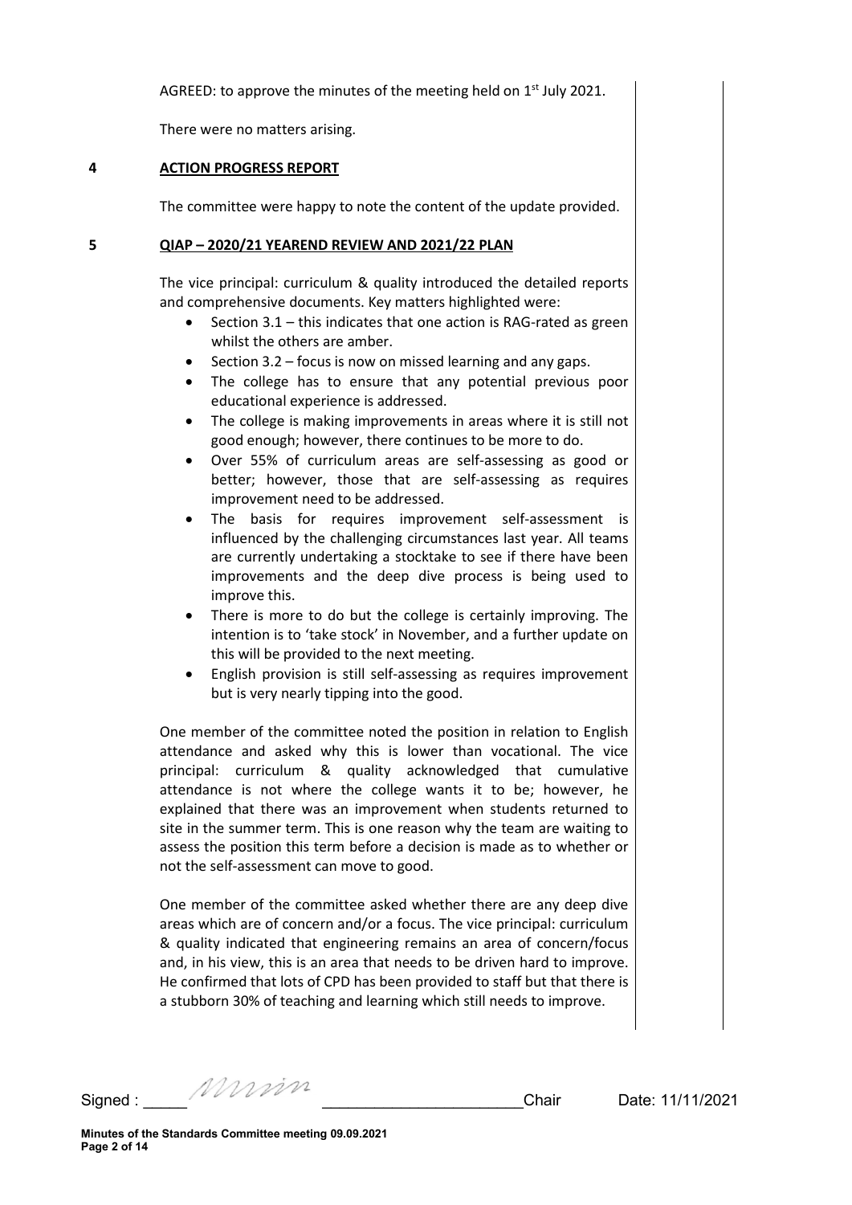AGREED: to approve the minutes of the meeting held on 1st July 2021.

There were no matters arising.

## 4 ACTION PROGRESS REPORT

The committee were happy to note the content of the update provided.

## 5 QIAP – 2020/21 YEAREND REVIEW AND 2021/22 PLAN

The vice principal: curriculum & quality introduced the detailed reports and comprehensive documents. Key matters highlighted were:

- Section 3.1 – this indicates that one action is RAG-rated as green whilst the others are amber.
- Section 3.2 – focus is now on missed learning and any gaps.
- The college has to ensure that any potential previous poor educational experience is addressed.
- The college is making improvements in areas where it is still not good enough; however, there continues to be more to do.
- Over 55% of curriculum areas are self-assessing as good or better; however, those that are self-assessing as requires improvement need to be addressed.
- The basis for requires improvement self-assessment is influenced by the challenging circumstances last year. All teams are currently undertaking a stocktake to see if there have been improvements and the deep dive process is being used to improve this.
- There is more to do but the college is certainly improving. The intention is to 'take stock' in November, and a further update on this will be provided to the next meeting.
- English provision is still self-assessing as requires improvement but is very nearly tipping into the good.

One member of the committee noted the position in relation to English attendance and asked why this is lower than vocational. The vice principal: curriculum & quality acknowledged that cumulative attendance is not where the college wants it to be; however, he explained that there was an improvement when students returned to site in the summer term. This is one reason why the team are waiting to assess the position this term before a decision is made as to whether or not the self-assessment can move to good.

One member of the committee asked whether there are any deep dive areas which are of concern and/or a focus. The vice principal: curriculum & quality indicated that engineering remains an area of concern/focus and, in his view, this is an area that needs to be driven hard to improve. He confirmed that lots of CPD has been provided to staff but that there is a stubborn 30% of teaching and learning which still needs to improve.

Signed : _____ Chair Date: 11/11/2021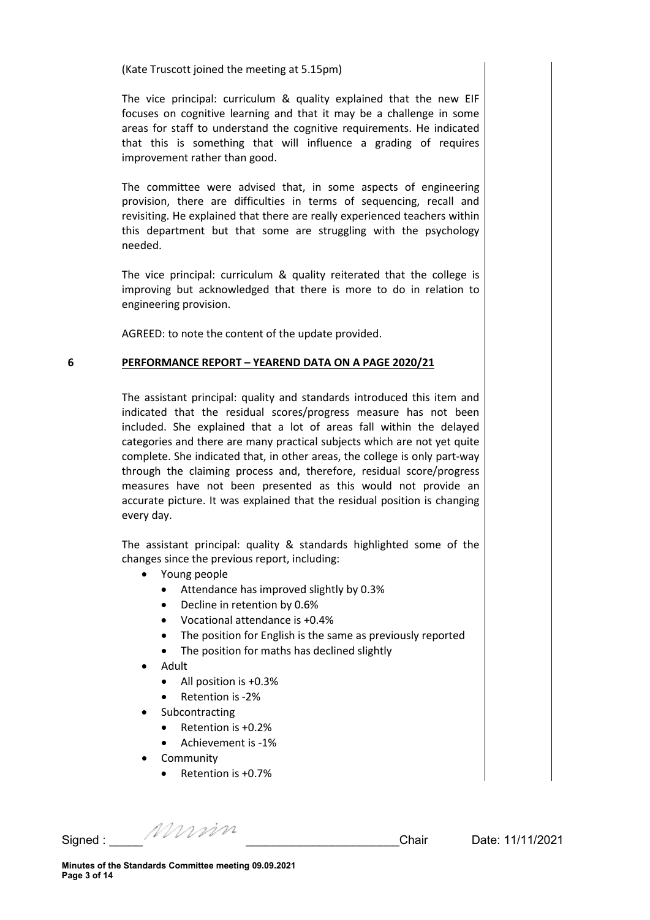(Kate Truscott joined the meeting at 5.15pm)

The vice principal: curriculum & quality explained that the new EIF focuses on cognitive learning and that it may be a challenge in some areas for staff to understand the cognitive requirements. He indicated that this is something that will influence a grading of requires improvement rather than good.

The committee were advised that, in some aspects of engineering provision, there are difficulties in terms of sequencing, recall and revisiting. He explained that there are really experienced teachers within this department but that some are struggling with the psychology needed.

The vice principal: curriculum & quality reiterated that the college is improving but acknowledged that there is more to do in relation to engineering provision.

AGREED: to note the content of the update provided.

## 6 PERFORMANCE REPORT – YEAREND DATA ON A PAGE 2020/21

The assistant principal: quality and standards introduced this item and indicated that the residual scores/progress measure has not been included. She explained that a lot of areas fall within the delayed categories and there are many practical subjects which are not yet quite complete. She indicated that, in other areas, the college is only part-way through the claiming process and, therefore, residual score/progress measures have not been presented as this would not provide an accurate picture. It was explained that the residual position is changing every day.

The assistant principal: quality & standards highlighted some of the changes since the previous report, including:

- Young people
  - Attendance has improved slightly by 0.3%
  - Decline in retention by 0.6%
  - Vocational attendance is +0.4%
  - The position for English is the same as previously reported
  - The position for maths has declined slightly
- Adult
  - All position is +0.3%
  - Retention is -2%
- Subcontracting
  - Retention is +0.2%
  - Achievement is -1%
- Community
  - Retention is +0.7%

Signed : _____ _______________________Chair Date: 11/11/2021

**Minutes of the Standards Committee meeting 09.09.2021**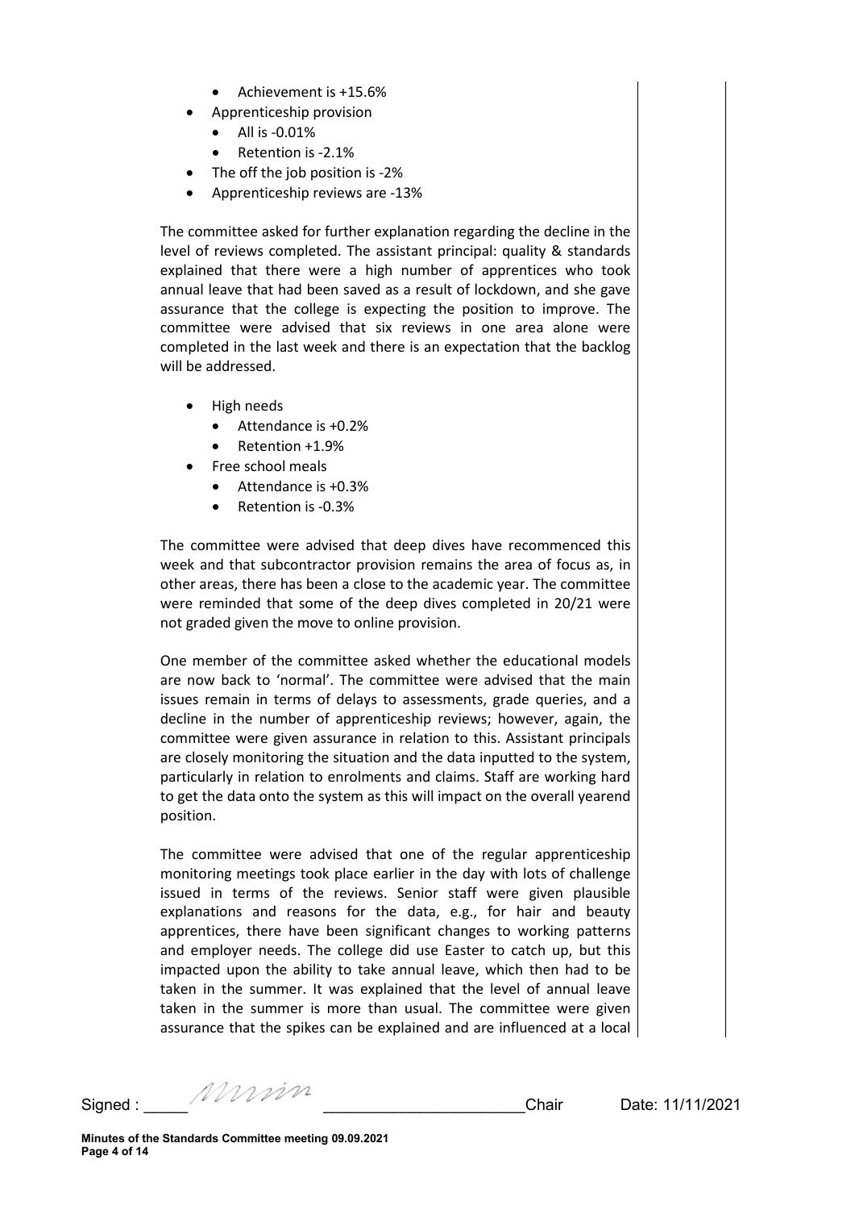- Achievement is +15.6%
- Apprenticeship provision
    - All is -0.01%
    - Retention is -2.1%
- The off the job position is -2%
- Apprenticeship reviews are -13%

The committee asked for further explanation regarding the decline in the level of reviews completed. The assistant principal: quality & standards explained that there were a high number of apprentices who took annual leave that had been saved as a result of lockdown, and she gave assurance that the college is expecting the position to improve. The committee were advised that six reviews in one area alone were completed in the last week and there is an expectation that the backlog will be addressed.

- High needs
    - Attendance is +0.2%
    - Retention +1.9%
- Free school meals
    - Attendance is +0.3%
    - Retention is -0.3%

The committee were advised that deep dives have recommenced this week and that subcontractor provision remains the area of focus as, in other areas, there has been a close to the academic year. The committee were reminded that some of the deep dives completed in 20/21 were not graded given the move to online provision.

One member of the committee asked whether the educational models are now back to 'normal'. The committee were advised that the main issues remain in terms of delays to assessments, grade queries, and a decline in the number of apprenticeship reviews; however, again, the committee were given assurance in relation to this. Assistant principals are closely monitoring the situation and the data inputted to the system, particularly in relation to enrolments and claims. Staff are working hard to get the data onto the system as this will impact on the overall yearend position.

The committee were advised that one of the regular apprenticeship monitoring meetings took place earlier in the day with lots of challenge issued in terms of the reviews. Senior staff were given plausible explanations and reasons for the data, e.g., for hair and beauty apprentices, there have been significant changes to working patterns and employer needs. The college did use Easter to catch up, but this impacted upon the ability to take annual leave, which then had to be taken in the summer. It was explained that the level of annual leave taken in the summer is more than usual. The committee were given assurance that the spikes can be explained and are influenced at a local

Signed : _____ *[signature]* _____________________ Chair     Date: 11/11/2021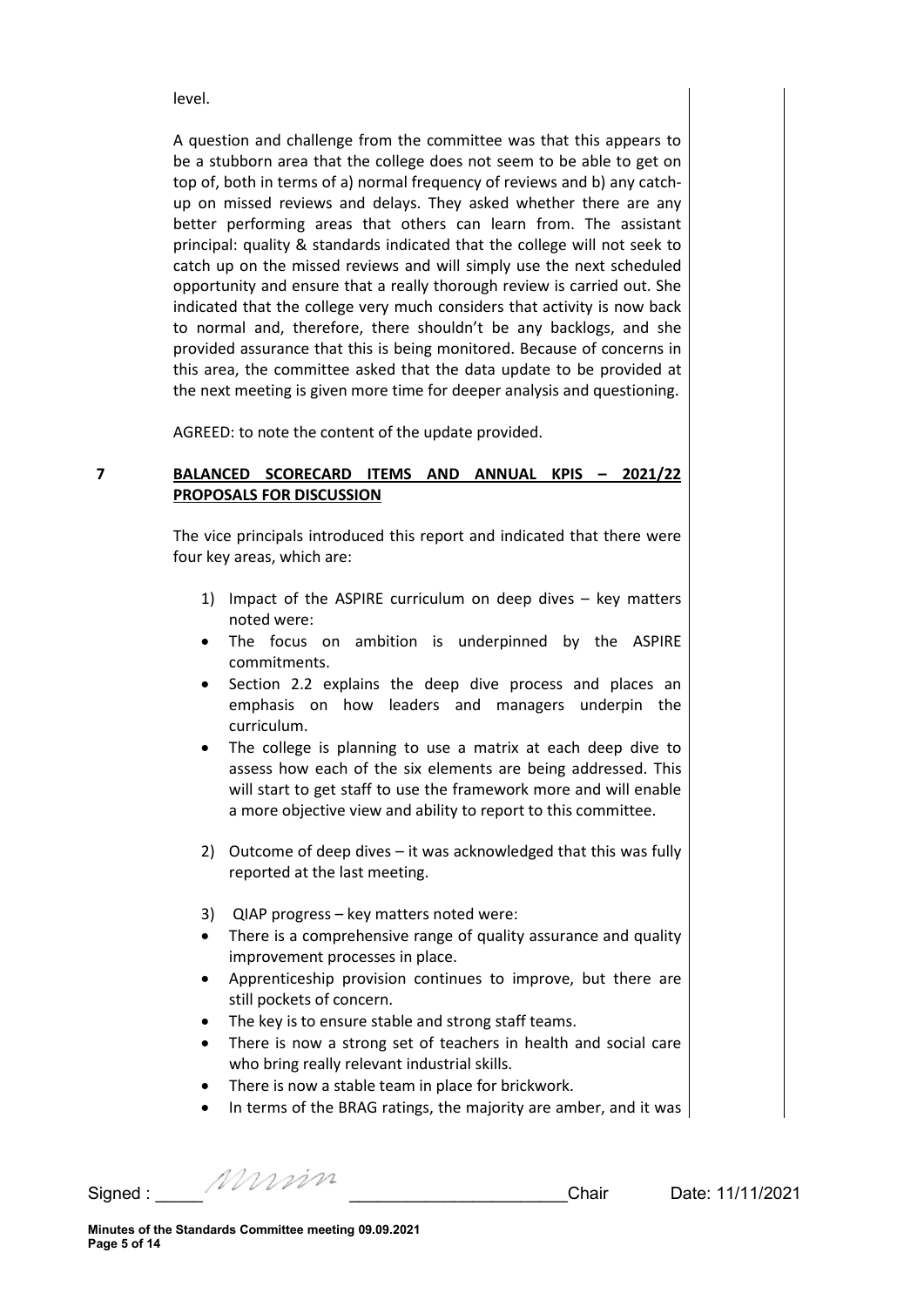level.

A question and challenge from the committee was that this appears to be a stubborn area that the college does not seem to be able to get on top of, both in terms of a) normal frequency of reviews and b) any catch-up on missed reviews and delays. They asked whether there are any better performing areas that others can learn from. The assistant principal: quality & standards indicated that the college will not seek to catch up on the missed reviews and will simply use the next scheduled opportunity and ensure that a really thorough review is carried out. She indicated that the college very much considers that activity is now back to normal and, therefore, there shouldn't be any backlogs, and she provided assurance that this is being monitored. Because of concerns in this area, the committee asked that the data update to be provided at the next meeting is given more time for deeper analysis and questioning.

AGREED: to note the content of the update provided.

**7 BALANCED SCORECARD ITEMS AND ANNUAL KPIS – 2021/22 PROPOSALS FOR DISCUSSION**

The vice principals introduced this report and indicated that there were four key areas, which are:

1) Impact of the ASPIRE curriculum on deep dives – key matters noted were:
- The focus on ambition is underpinned by the ASPIRE commitments.
- Section 2.2 explains the deep dive process and places an emphasis on how leaders and managers underpin the curriculum.
- The college is planning to use a matrix at each deep dive to assess how each of the six elements are being addressed. This will start to get staff to use the framework more and will enable a more objective view and ability to report to this committee.

2) Outcome of deep dives – it was acknowledged that this was fully reported at the last meeting.

3) QIAP progress – key matters noted were:
- There is a comprehensive range of quality assurance and quality improvement processes in place.
- Apprenticeship provision continues to improve, but there are still pockets of concern.
- The key is to ensure stable and strong staff teams.
- There is now a strong set of teachers in health and social care who bring really relevant industrial skills.
- There is now a stable team in place for brickwork.
- In terms of the BRAG ratings, the majority are amber, and it was

Signed : _____ [signature] _______________________Chair Date: 11/11/2021

**Minutes of the Standards Committee meeting 09.09.2021**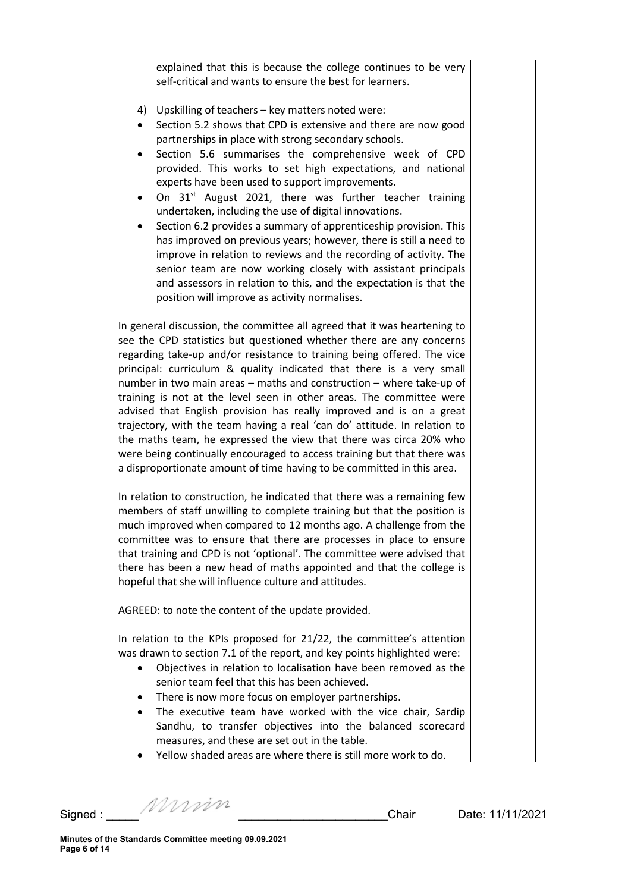explained that this is because the college continues to be very self-critical and wants to ensure the best for learners.

4) Upskilling of teachers – key matters noted were:

- Section 5.2 shows that CPD is extensive and there are now good partnerships in place with strong secondary schools.
- Section 5.6 summarises the comprehensive week of CPD provided. This works to set high expectations, and national experts have been used to support improvements.
- On 31st August 2021, there was further teacher training undertaken, including the use of digital innovations.
- Section 6.2 provides a summary of apprenticeship provision. This has improved on previous years; however, there is still a need to improve in relation to reviews and the recording of activity. The senior team are now working closely with assistant principals and assessors in relation to this, and the expectation is that the position will improve as activity normalises.

In general discussion, the committee all agreed that it was heartening to see the CPD statistics but questioned whether there are any concerns regarding take-up and/or resistance to training being offered. The vice principal: curriculum & quality indicated that there is a very small number in two main areas – maths and construction – where take-up of training is not at the level seen in other areas. The committee were advised that English provision has really improved and is on a great trajectory, with the team having a real 'can do' attitude. In relation to the maths team, he expressed the view that there was circa 20% who were being continually encouraged to access training but that there was a disproportionate amount of time having to be committed in this area.

In relation to construction, he indicated that there was a remaining few members of staff unwilling to complete training but that the position is much improved when compared to 12 months ago. A challenge from the committee was to ensure that there are processes in place to ensure that training and CPD is not 'optional'. The committee were advised that there has been a new head of maths appointed and that the college is hopeful that she will influence culture and attitudes.

AGREED: to note the content of the update provided.

In relation to the KPIs proposed for 21/22, the committee's attention was drawn to section 7.1 of the report, and key points highlighted were:

- Objectives in relation to localisation have been removed as the senior team feel that this has been achieved.
- There is now more focus on employer partnerships.
- The executive team have worked with the vice chair, Sardip Sandhu, to transfer objectives into the balanced scorecard measures, and these are set out in the table.
- Yellow shaded areas are where there is still more work to do.

Signed : \_\_\_\_\_\_\_\_\_\_\_\_\_\_\_\_\_\_\_\_\_\_\_\_\_\_\_\_ Chair Date: 11/11/2021

Minutes of the Standards Committee meeting 09.09.2021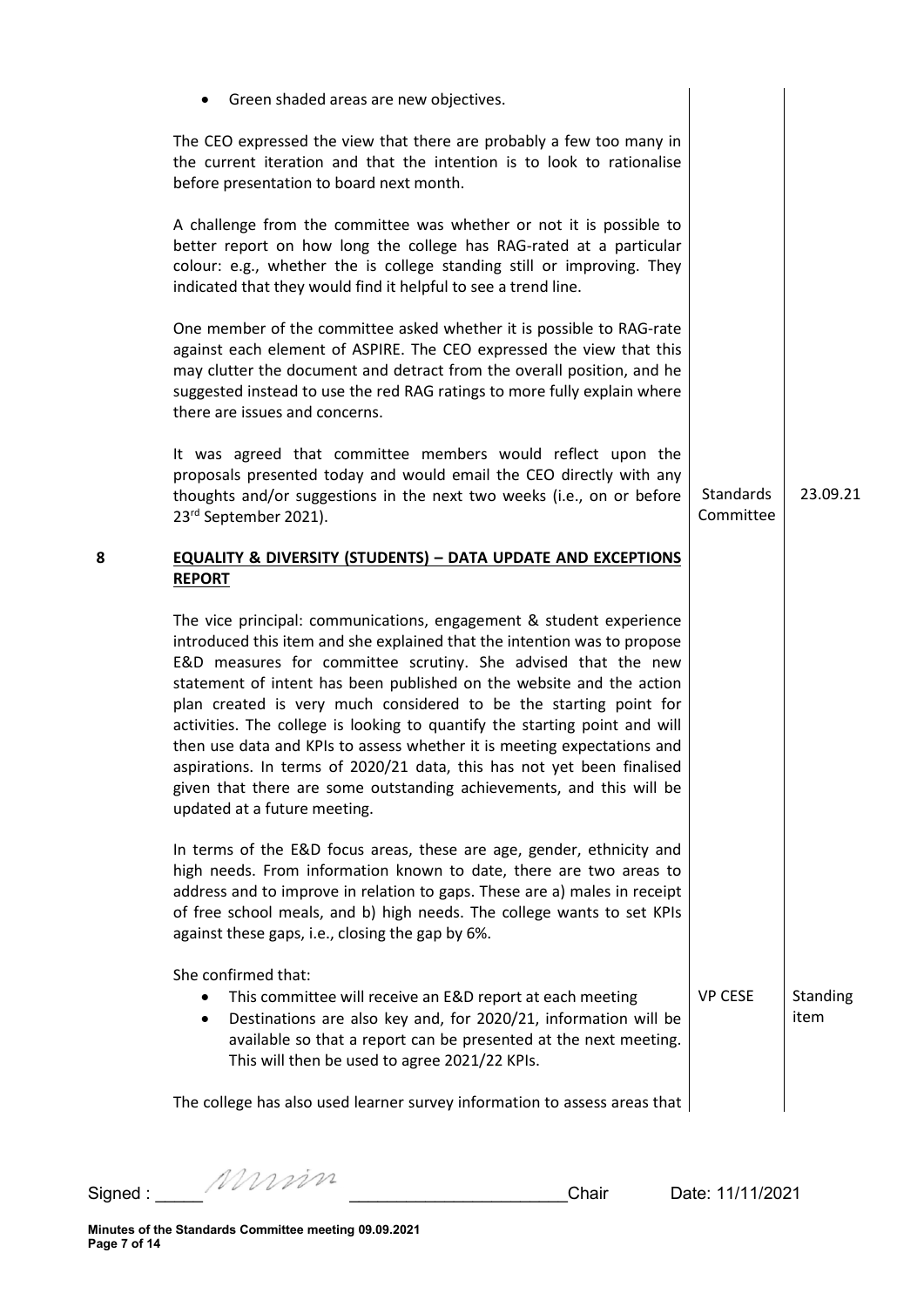- Green shaded areas are new objectives.

The CEO expressed the view that there are probably a few too many in the current iteration and that the intention is to look to rationalise before presentation to board next month.

A challenge from the committee was whether or not it is possible to better report on how long the college has RAG-rated at a particular colour: e.g., whether the is college standing still or improving. They indicated that they would find it helpful to see a trend line.

One member of the committee asked whether it is possible to RAG-rate against each element of ASPIRE. The CEO expressed the view that this may clutter the document and detract from the overall position, and he suggested instead to use the red RAG ratings to more fully explain where there are issues and concerns.

It was agreed that committee members would reflect upon the proposals presented today and would email the CEO directly with any thoughts and/or suggestions in the next two weeks (i.e., on or before 23rd September 2021). — **Standards Committee** — **23.09.21**

## 8 EQUALITY & DIVERSITY (STUDENTS) – DATA UPDATE AND EXCEPTIONS REPORT

The vice principal: communications, engagement & student experience introduced this item and she explained that the intention was to propose E&D measures for committee scrutiny. She advised that the new statement of intent has been published on the website and the action plan created is very much considered to be the starting point for activities. The college is looking to quantify the starting point and will then use data and KPIs to assess whether it is meeting expectations and aspirations. In terms of 2020/21 data, this has not yet been finalised given that there are some outstanding achievements, and this will be updated at a future meeting.

In terms of the E&D focus areas, these are age, gender, ethnicity and high needs. From information known to date, there are two areas to address and to improve in relation to gaps. These are a) males in receipt of free school meals, and b) high needs. The college wants to set KPIs against these gaps, i.e., closing the gap by 6%.

She confirmed that:

- This committee will receive an E&D report at each meeting — **VP CESE** — **Standing item**
- Destinations are also key and, for 2020/21, information will be available so that a report can be presented at the next meeting. This will then be used to agree 2021/22 KPIs.

The college has also used learner survey information to assess areas that

Signed : _____ Chair Date: 11/11/2021

Minutes of the Standards Committee meeting 09.09.2021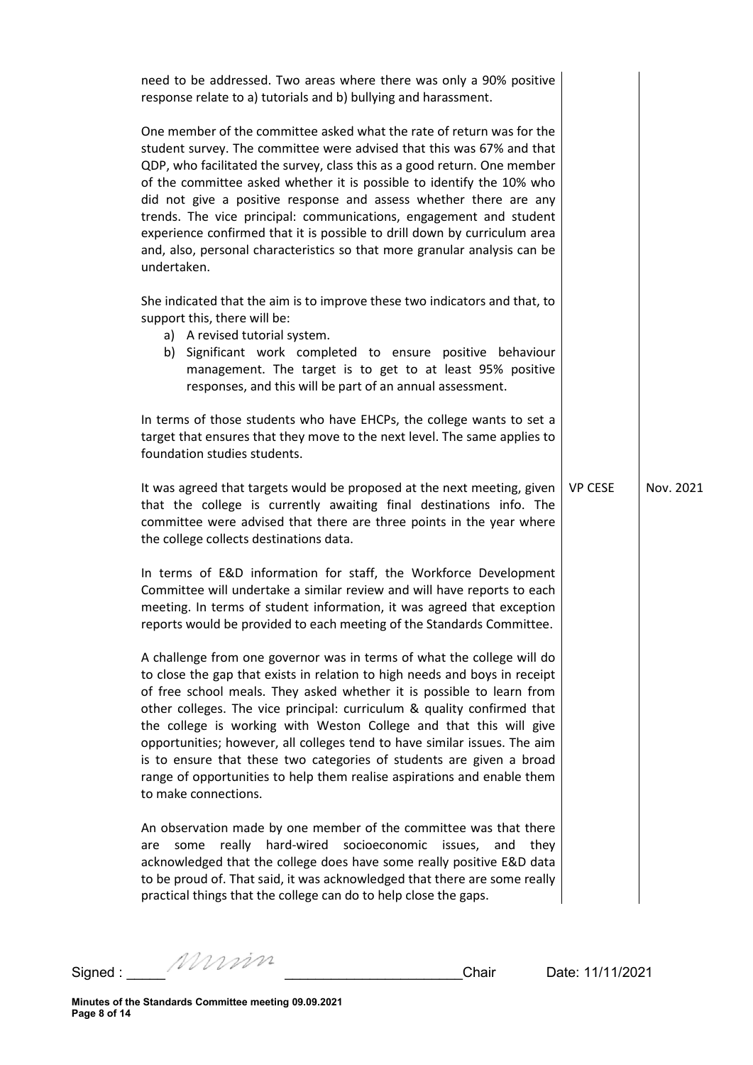need to be addressed. Two areas where there was only a 90% positive response relate to a) tutorials and b) bullying and harassment.

One member of the committee asked what the rate of return was for the student survey. The committee were advised that this was 67% and that QDP, who facilitated the survey, class this as a good return. One member of the committee asked whether it is possible to identify the 10% who did not give a positive response and assess whether there are any trends. The vice principal: communications, engagement and student experience confirmed that it is possible to drill down by curriculum area and, also, personal characteristics so that more granular analysis can be undertaken.

She indicated that the aim is to improve these two indicators and that, to support this, there will be:

a) A revised tutorial system.
b) Significant work completed to ensure positive behaviour management. The target is to get to at least 95% positive responses, and this will be part of an annual assessment.

In terms of those students who have EHCPs, the college wants to set a target that ensures that they move to the next level. The same applies to foundation studies students.

| | | |
|---|---|---|
| It was agreed that targets would be proposed at the next meeting, given that the college is currently awaiting final destinations info. The committee were advised that there are three points in the year where the college collects destinations data. | VP CESE | Nov. 2021 |

In terms of E&D information for staff, the Workforce Development Committee will undertake a similar review and will have reports to each meeting. In terms of student information, it was agreed that exception reports would be provided to each meeting of the Standards Committee.

A challenge from one governor was in terms of what the college will do to close the gap that exists in relation to high needs and boys in receipt of free school meals. They asked whether it is possible to learn from other colleges. The vice principal: curriculum & quality confirmed that the college is working with Weston College and that this will give opportunities; however, all colleges tend to have similar issues. The aim is to ensure that these two categories of students are given a broad range of opportunities to help them realise aspirations and enable them to make connections.

An observation made by one member of the committee was that there are some really hard-wired socioeconomic issues, and they acknowledged that the college does have some really positive E&D data to be proud of. That said, it was acknowledged that there are some really practical things that the college can do to help close the gaps.

Signed : _____ [signature] _______________________Chair Date: 11/11/2021

**Minutes of the Standards Committee meeting 09.09.2021**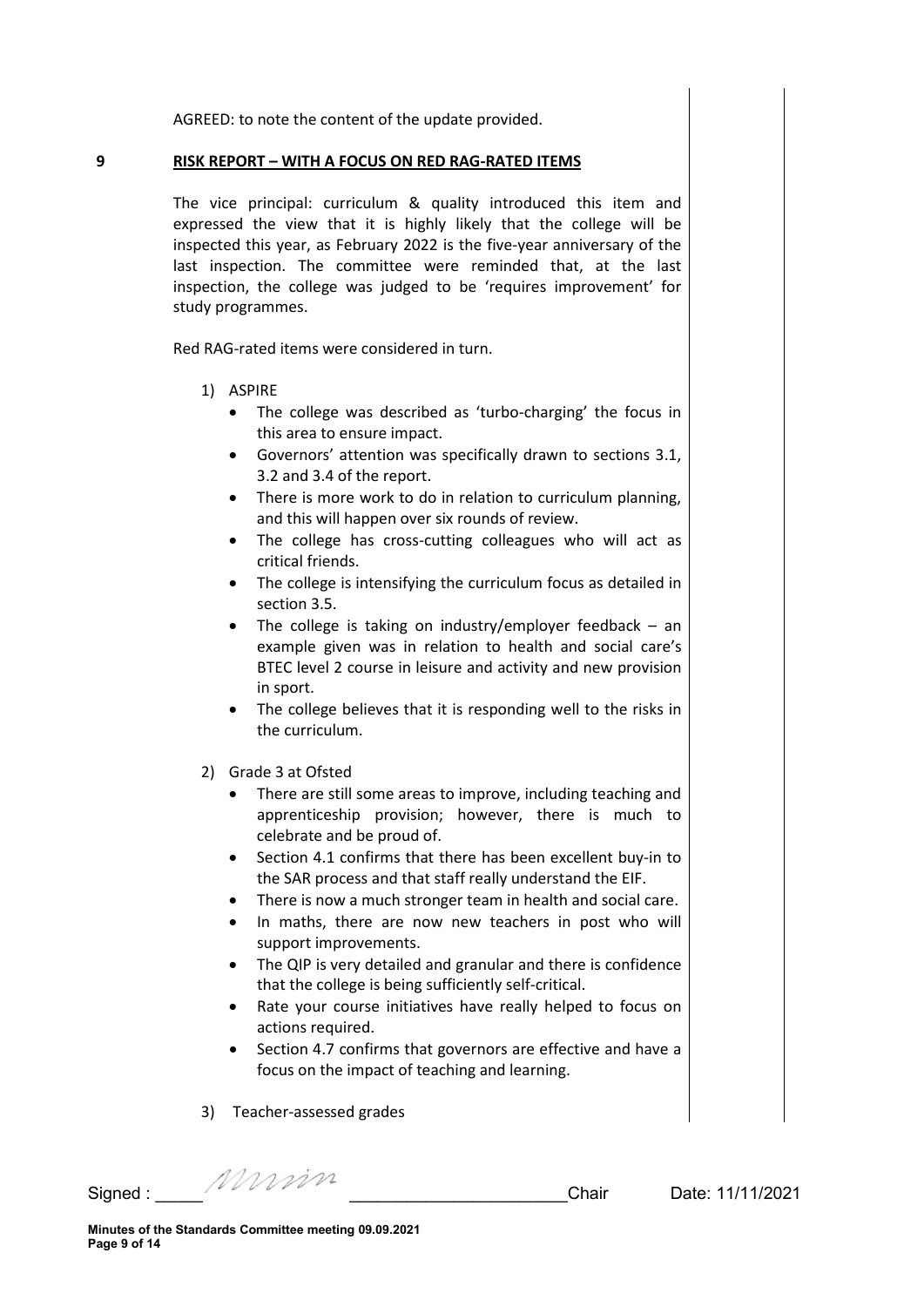AGREED: to note the content of the update provided.

**9 RISK REPORT – WITH A FOCUS ON RED RAG-RATED ITEMS**

The vice principal: curriculum & quality introduced this item and expressed the view that it is highly likely that the college will be inspected this year, as February 2022 is the five-year anniversary of the last inspection. The committee were reminded that, at the last inspection, the college was judged to be 'requires improvement' for study programmes.

Red RAG-rated items were considered in turn.

1) ASPIRE
   - The college was described as 'turbo-charging' the focus in this area to ensure impact.
   - Governors' attention was specifically drawn to sections 3.1, 3.2 and 3.4 of the report.
   - There is more work to do in relation to curriculum planning, and this will happen over six rounds of review.
   - The college has cross-cutting colleagues who will act as critical friends.
   - The college is intensifying the curriculum focus as detailed in section 3.5.
   - The college is taking on industry/employer feedback – an example given was in relation to health and social care's BTEC level 2 course in leisure and activity and new provision in sport.
   - The college believes that it is responding well to the risks in the curriculum.

2) Grade 3 at Ofsted
   - There are still some areas to improve, including teaching and apprenticeship provision; however, there is much to celebrate and be proud of.
   - Section 4.1 confirms that there has been excellent buy-in to the SAR process and that staff really understand the EIF.
   - There is now a much stronger team in health and social care.
   - In maths, there are now new teachers in post who will support improvements.
   - The QIP is very detailed and granular and there is confidence that the college is being sufficiently self-critical.
   - Rate your course initiatives have really helped to focus on actions required.
   - Section 4.7 confirms that governors are effective and have a focus on the impact of teaching and learning.

3) Teacher-assessed grades

Signed : Chair Date: 11/11/2021

Minutes of the Standards Committee meeting 09.09.2021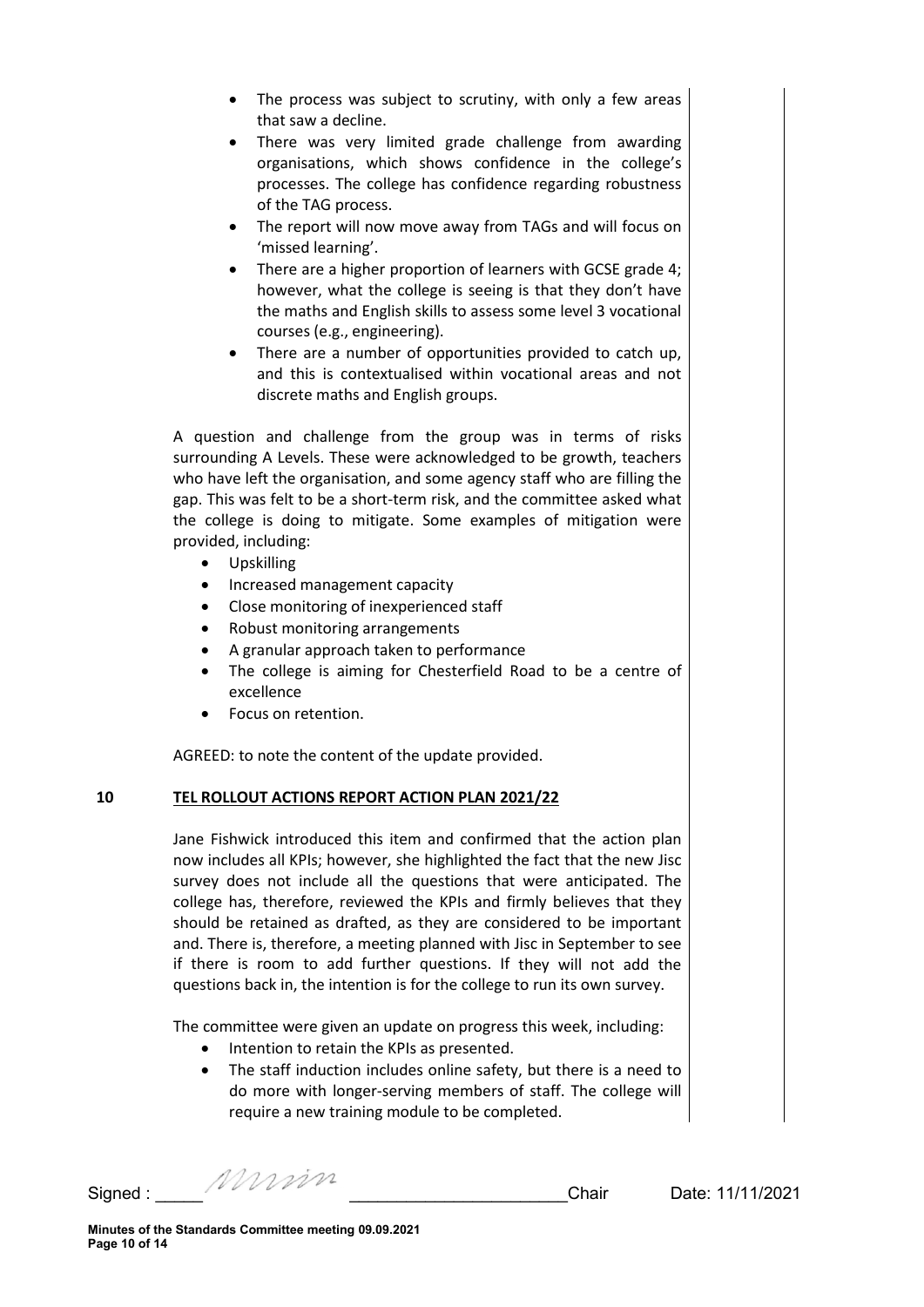- The process was subject to scrutiny, with only a few areas that saw a decline.
- There was very limited grade challenge from awarding organisations, which shows confidence in the college's processes. The college has confidence regarding robustness of the TAG process.
- The report will now move away from TAGs and will focus on 'missed learning'.
- There are a higher proportion of learners with GCSE grade 4; however, what the college is seeing is that they don't have the maths and English skills to assess some level 3 vocational courses (e.g., engineering).
- There are a number of opportunities provided to catch up, and this is contextualised within vocational areas and not discrete maths and English groups.

A question and challenge from the group was in terms of risks surrounding A Levels. These were acknowledged to be growth, teachers who have left the organisation, and some agency staff who are filling the gap. This was felt to be a short-term risk, and the committee asked what the college is doing to mitigate. Some examples of mitigation were provided, including:

- Upskilling
- Increased management capacity
- Close monitoring of inexperienced staff
- Robust monitoring arrangements
- A granular approach taken to performance
- The college is aiming for Chesterfield Road to be a centre of excellence
- Focus on retention.

AGREED: to note the content of the update provided.

## 10 TEL ROLLOUT ACTIONS REPORT ACTION PLAN 2021/22

Jane Fishwick introduced this item and confirmed that the action plan now includes all KPIs; however, she highlighted the fact that the new Jisc survey does not include all the questions that were anticipated. The college has, therefore, reviewed the KPIs and firmly believes that they should be retained as drafted, as they are considered to be important and. There is, therefore, a meeting planned with Jisc in September to see if there is room to add further questions. If they will not add the questions back in, the intention is for the college to run its own survey.

The committee were given an update on progress this week, including:

- Intention to retain the KPIs as presented.
- The staff induction includes online safety, but there is a need to do more with longer-serving members of staff. The college will require a new training module to be completed.

Signed : _____ _______________________Chair Date: 11/11/2021

**Minutes of the Standards Committee meeting 09.09.2021**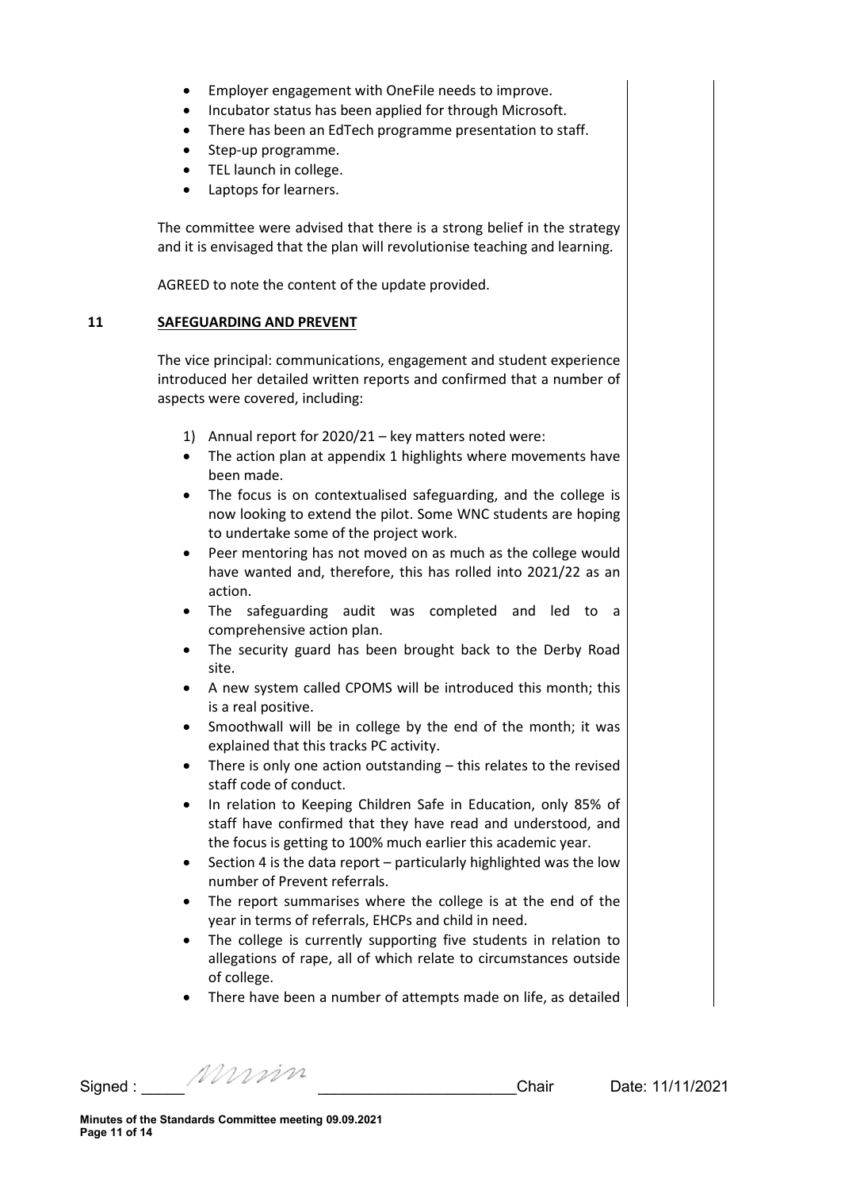- Employer engagement with OneFile needs to improve.
- Incubator status has been applied for through Microsoft.
- There has been an EdTech programme presentation to staff.
- Step-up programme.
- TEL launch in college.
- Laptops for learners.

The committee were advised that there is a strong belief in the strategy and it is envisaged that the plan will revolutionise teaching and learning.

AGREED to note the content of the update provided.

## 11 SAFEGUARDING AND PREVENT

The vice principal: communications, engagement and student experience introduced her detailed written reports and confirmed that a number of aspects were covered, including:

1) Annual report for 2020/21 – key matters noted were:

- The action plan at appendix 1 highlights where movements have been made.
- The focus is on contextualised safeguarding, and the college is now looking to extend the pilot. Some WNC students are hoping to undertake some of the project work.
- Peer mentoring has not moved on as much as the college would have wanted and, therefore, this has rolled into 2021/22 as an action.
- The safeguarding audit was completed and led to a comprehensive action plan.
- The security guard has been brought back to the Derby Road site.
- A new system called CPOMS will be introduced this month; this is a real positive.
- Smoothwall will be in college by the end of the month; it was explained that this tracks PC activity.
- There is only one action outstanding – this relates to the revised staff code of conduct.
- In relation to Keeping Children Safe in Education, only 85% of staff have confirmed that they have read and understood, and the focus is getting to 100% much earlier this academic year.
- Section 4 is the data report – particularly highlighted was the low number of Prevent referrals.
- The report summarises where the college is at the end of the year in terms of referrals, EHCPs and child in need.
- The college is currently supporting five students in relation to allegations of rape, all of which relate to circumstances outside of college.
- There have been a number of attempts made on life, as detailed

Signed : ______ Chair Date: 11/11/2021

**Minutes of the Standards Committee meeting 09.09.2021**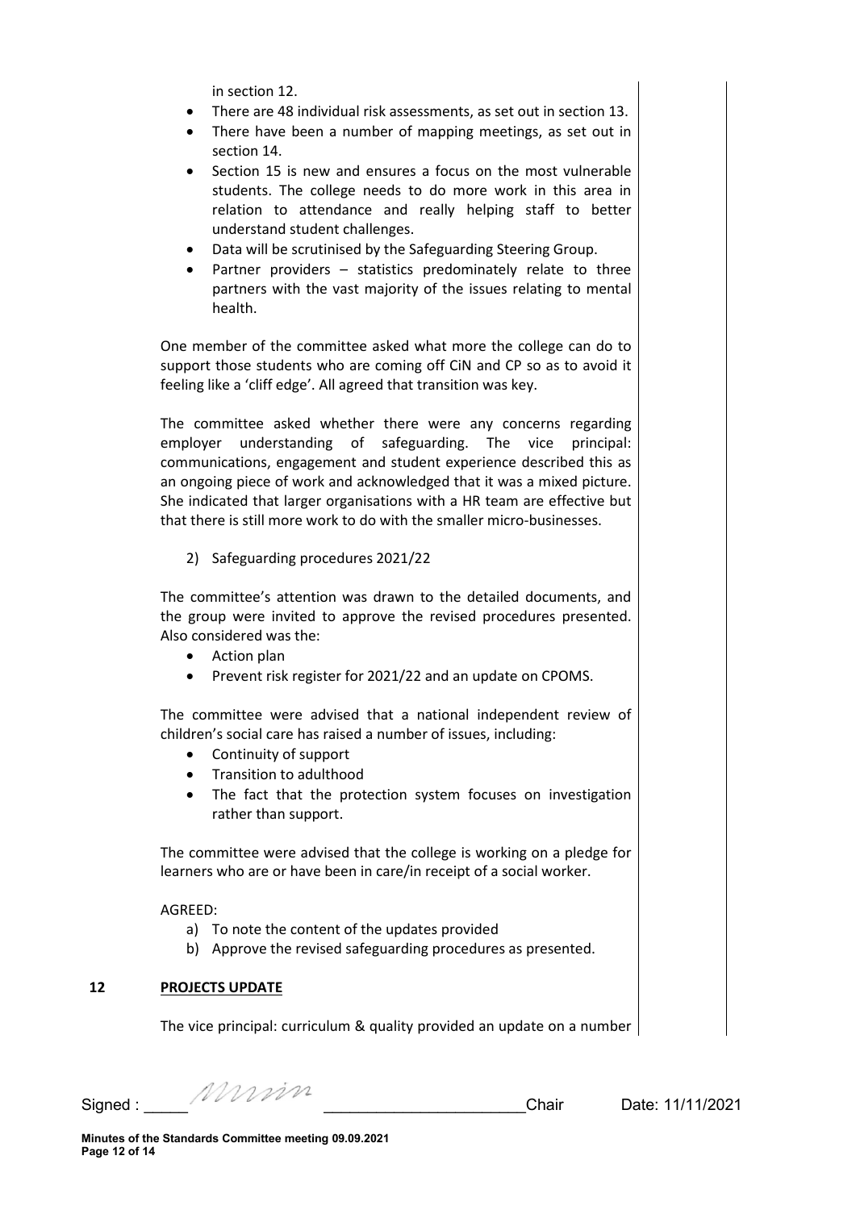in section 12.

- There are 48 individual risk assessments, as set out in section 13.
- There have been a number of mapping meetings, as set out in section 14.
- Section 15 is new and ensures a focus on the most vulnerable students. The college needs to do more work in this area in relation to attendance and really helping staff to better understand student challenges.
- Data will be scrutinised by the Safeguarding Steering Group.
- Partner providers – statistics predominately relate to three partners with the vast majority of the issues relating to mental health.

One member of the committee asked what more the college can do to support those students who are coming off CiN and CP so as to avoid it feeling like a 'cliff edge'. All agreed that transition was key.

The committee asked whether there were any concerns regarding employer understanding of safeguarding. The vice principal: communications, engagement and student experience described this as an ongoing piece of work and acknowledged that it was a mixed picture. She indicated that larger organisations with a HR team are effective but that there is still more work to do with the smaller micro-businesses.

2) Safeguarding procedures 2021/22

The committee's attention was drawn to the detailed documents, and the group were invited to approve the revised procedures presented. Also considered was the:

- Action plan
- Prevent risk register for 2021/22 and an update on CPOMS.

The committee were advised that a national independent review of children's social care has raised a number of issues, including:

- Continuity of support
- Transition to adulthood
- The fact that the protection system focuses on investigation rather than support.

The committee were advised that the college is working on a pledge for learners who are or have been in care/in receipt of a social worker.

AGREED:

a) To note the content of the updates provided
b) Approve the revised safeguarding procedures as presented.

## 12 PROJECTS UPDATE

The vice principal: curriculum & quality provided an update on a number

Signed : _____ _______________________Chair Date: 11/11/2021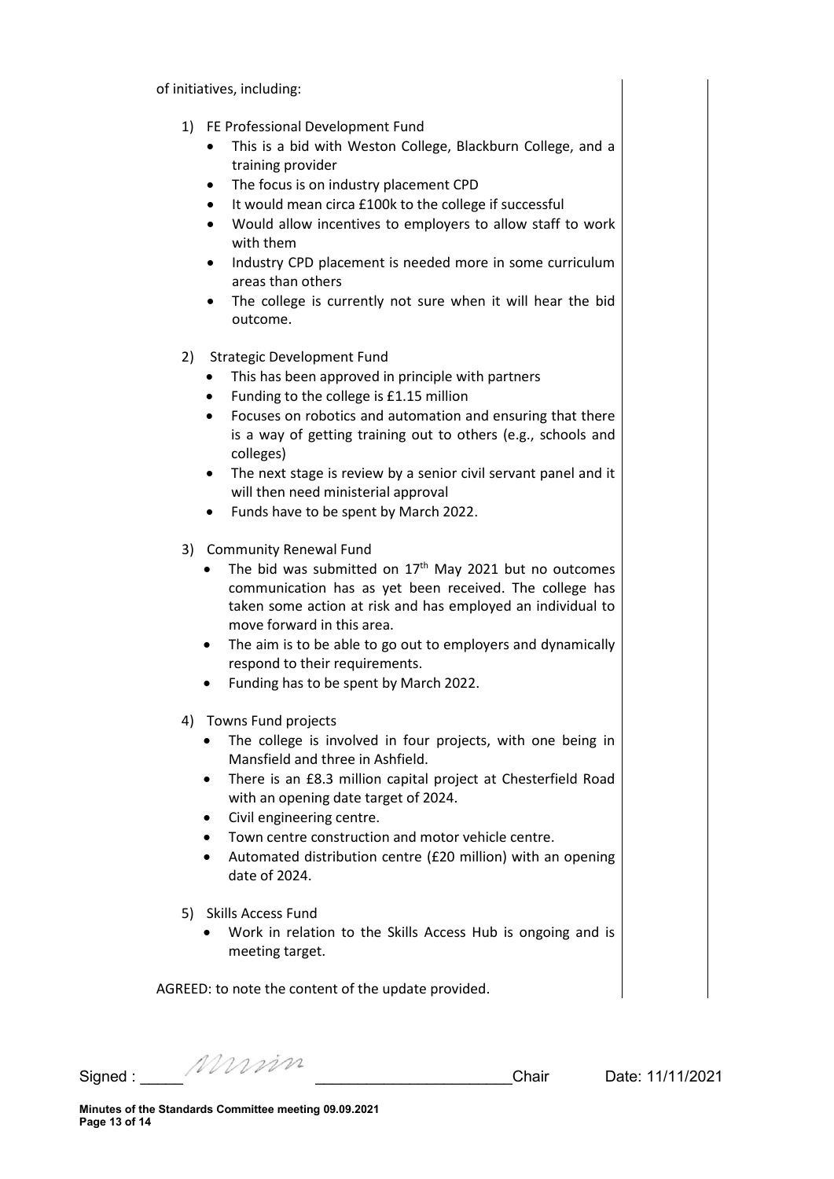of initiatives, including:

1) FE Professional Development Fund
   - This is a bid with Weston College, Blackburn College, and a training provider
   - The focus is on industry placement CPD
   - It would mean circa £100k to the college if successful
   - Would allow incentives to employers to allow staff to work with them
   - Industry CPD placement is needed more in some curriculum areas than others
   - The college is currently not sure when it will hear the bid outcome.

2) Strategic Development Fund
   - This has been approved in principle with partners
   - Funding to the college is £1.15 million
   - Focuses on robotics and automation and ensuring that there is a way of getting training out to others (e.g., schools and colleges)
   - The next stage is review by a senior civil servant panel and it will then need ministerial approval
   - Funds have to be spent by March 2022.

3) Community Renewal Fund
   - The bid was submitted on 17th May 2021 but no outcomes communication has as yet been received. The college has taken some action at risk and has employed an individual to move forward in this area.
   - The aim is to be able to go out to employers and dynamically respond to their requirements.
   - Funding has to be spent by March 2022.

4) Towns Fund projects
   - The college is involved in four projects, with one being in Mansfield and three in Ashfield.
   - There is an £8.3 million capital project at Chesterfield Road with an opening date target of 2024.
   - Civil engineering centre.
   - Town centre construction and motor vehicle centre.
   - Automated distribution centre (£20 million) with an opening date of 2024.

5) Skills Access Fund
   - Work in relation to the Skills Access Hub is ongoing and is meeting target.

AGREED: to note the content of the update provided.

Signed : ______________________ Chair Date: 11/11/2021

Minutes of the Standards Committee meeting 09.09.2021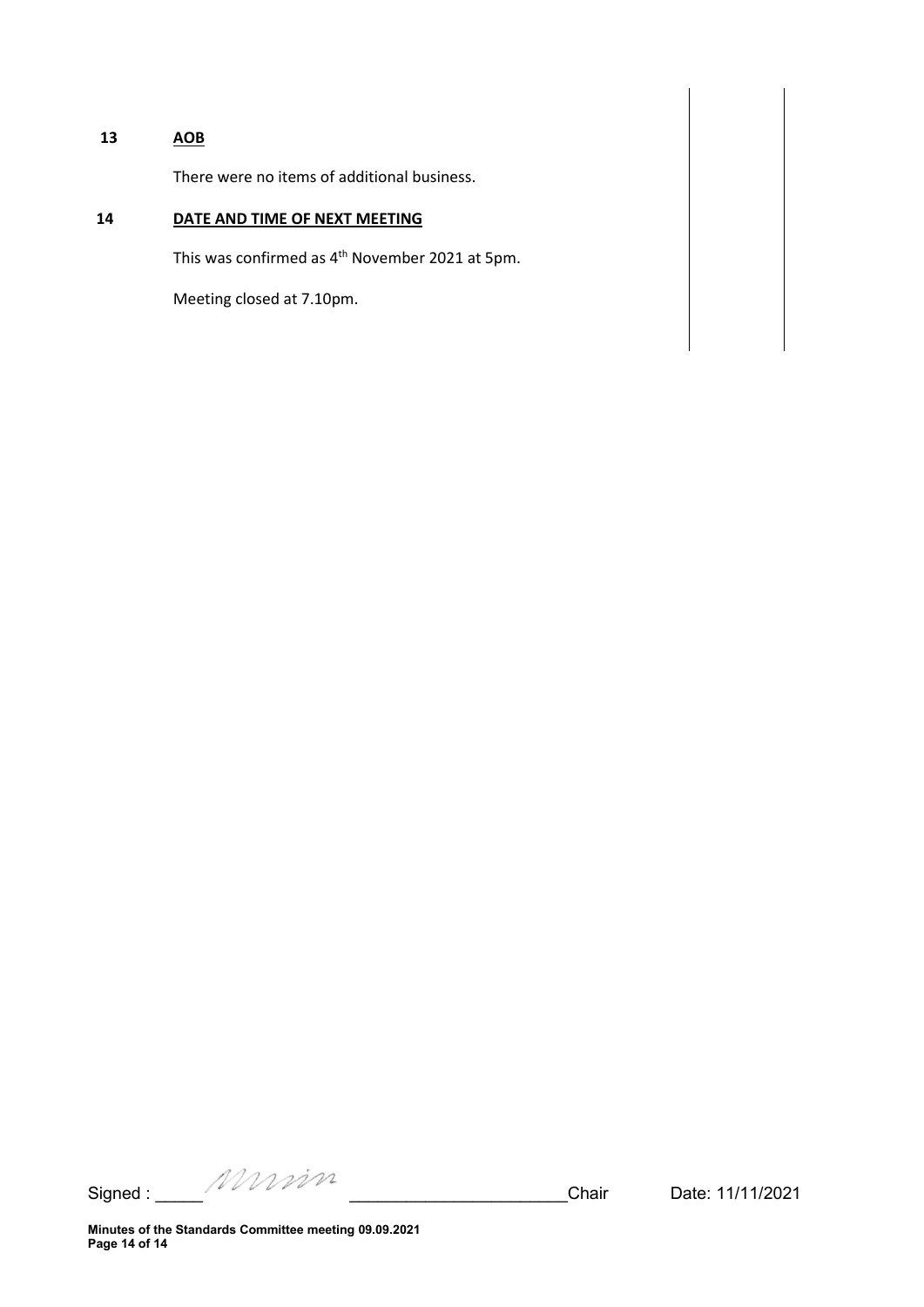**13 AOB**

There were no items of additional business.

**14 DATE AND TIME OF NEXT MEETING**

This was confirmed as 4th November 2021 at 5pm.

Meeting closed at 7.10pm.

Signed : _____ _______________________Chair Date: 11/11/2021

**Minutes of the Standards Committee meeting 09.09.2021**